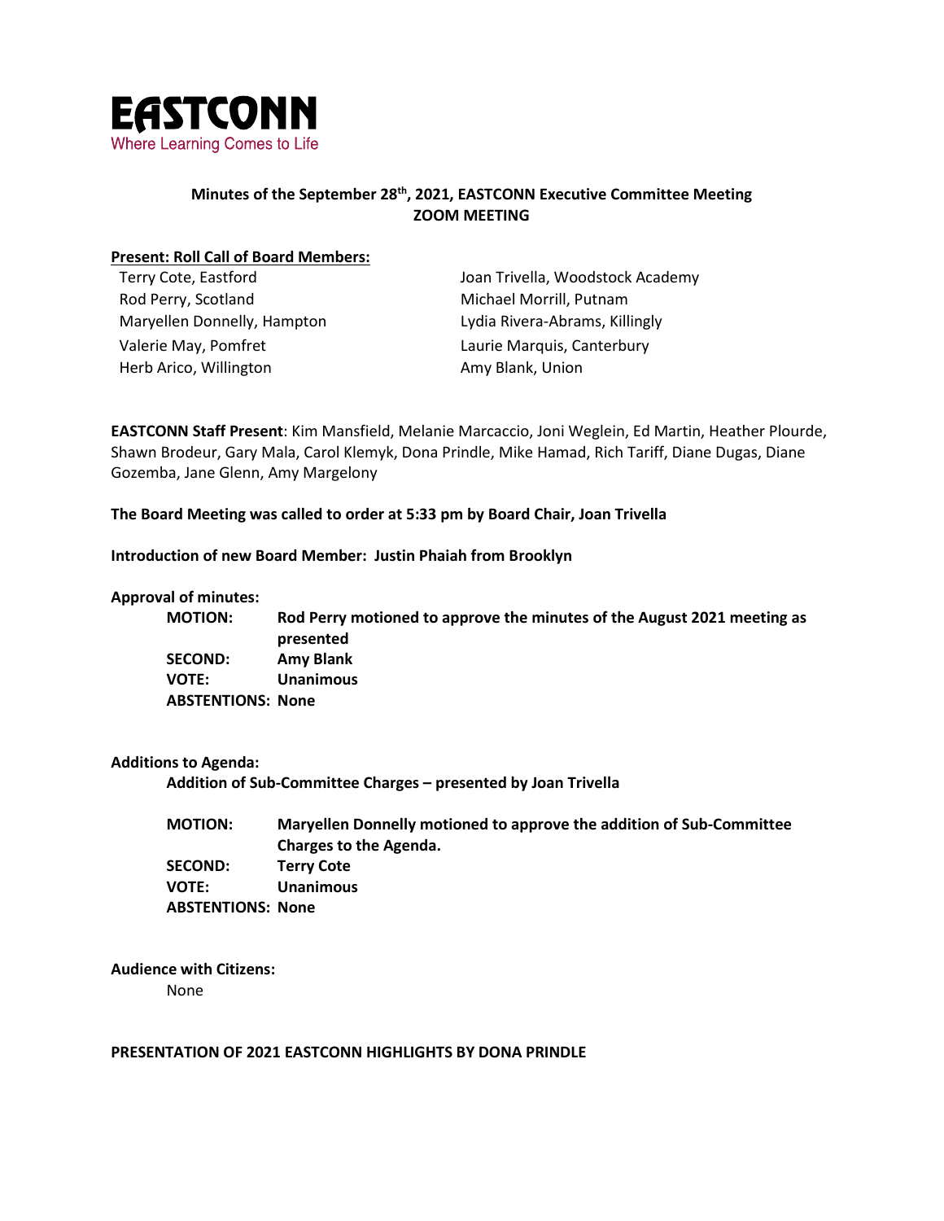**EASTCONN**
Where Learning Comes to Life

**Minutes of the September 28th, 2021, EASTCONN Executive Committee Meeting**
**ZOOM MEETING**

**Present: Roll Call of Board Members:**

- Terry Cote, Eastford
- Rod Perry, Scotland
- Maryellen Donnelly, Hampton
- Valerie May, Pomfret
- Herb Arico, Willington
- Joan Trivella, Woodstock Academy
- Michael Morrill, Putnam
- Lydia Rivera-Abrams, Killingly
- Laurie Marquis, Canterbury
- Amy Blank, Union

**EASTCONN Staff Present**: Kim Mansfield, Melanie Marcaccio, Joni Weglein, Ed Martin, Heather Plourde, Shawn Brodeur, Gary Mala, Carol Klemyk, Dona Prindle, Mike Hamad, Rich Tariff, Diane Dugas, Diane Gozemba, Jane Glenn, Amy Margelony

**The Board Meeting was called to order at 5:33 pm by Board Chair, Joan Trivella**

**Introduction of new Board Member: Justin Phaiah from Brooklyn**

**Approval of minutes:**

**MOTION:** **Rod Perry motioned to approve the minutes of the August 2021 meeting as presented**
**SECOND:** **Amy Blank**
**VOTE:** **Unanimous**
**ABSTENTIONS: None**

**Additions to Agenda:**

**Addition of Sub-Committee Charges – presented by Joan Trivella**

**MOTION:** **Maryellen Donnelly motioned to approve the addition of Sub-Committee Charges to the Agenda.**
**SECOND:** **Terry Cote**
**VOTE:** **Unanimous**
**ABSTENTIONS: None**

**Audience with Citizens:**

None

**PRESENTATION OF 2021 EASTCONN HIGHLIGHTS BY DONA PRINDLE**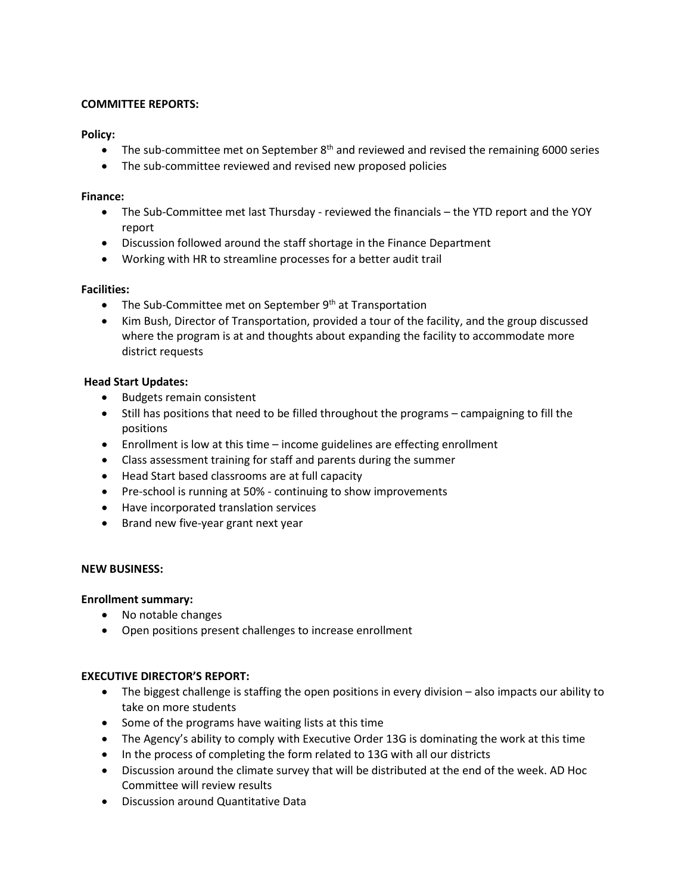**COMMITTEE REPORTS:**

**Policy:**

- The sub-committee met on September 8th and reviewed and revised the remaining 6000 series
- The sub-committee reviewed and revised new proposed policies

**Finance:**

- The Sub-Committee met last Thursday - reviewed the financials – the YTD report and the YOY report
- Discussion followed around the staff shortage in the Finance Department
- Working with HR to streamline processes for a better audit trail

**Facilities:**

- The Sub-Committee met on September 9th at Transportation
- Kim Bush, Director of Transportation, provided a tour of the facility, and the group discussed where the program is at and thoughts about expanding the facility to accommodate more district requests

**Head Start Updates:**

- Budgets remain consistent
- Still has positions that need to be filled throughout the programs – campaigning to fill the positions
- Enrollment is low at this time – income guidelines are effecting enrollment
- Class assessment training for staff and parents during the summer
- Head Start based classrooms are at full capacity
- Pre-school is running at 50% - continuing to show improvements
- Have incorporated translation services
- Brand new five-year grant next year

**NEW BUSINESS:**

**Enrollment summary:**

- No notable changes
- Open positions present challenges to increase enrollment

**EXECUTIVE DIRECTOR'S REPORT:**

- The biggest challenge is staffing the open positions in every division – also impacts our ability to take on more students
- Some of the programs have waiting lists at this time
- The Agency's ability to comply with Executive Order 13G is dominating the work at this time
- In the process of completing the form related to 13G with all our districts
- Discussion around the climate survey that will be distributed at the end of the week. AD Hoc Committee will review results
- Discussion around Quantitative Data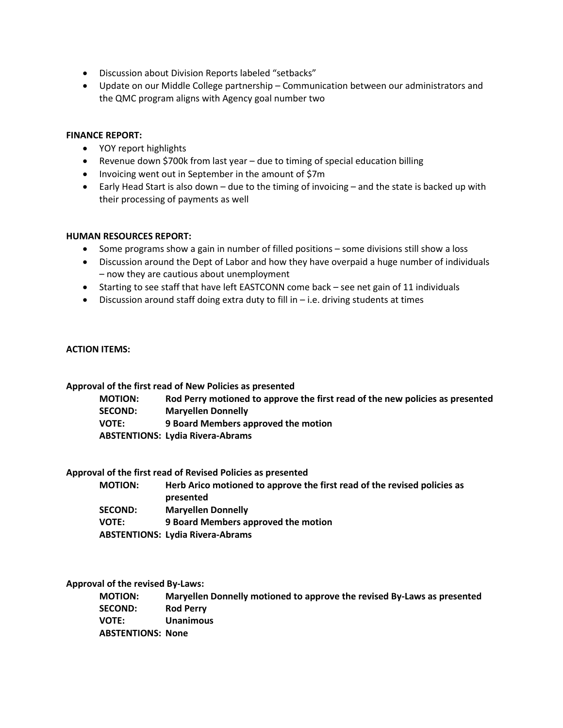- Discussion about Division Reports labeled "setbacks"
- Update on our Middle College partnership – Communication between our administrators and the QMC program aligns with Agency goal number two

**FINANCE REPORT:**

- YOY report highlights
- Revenue down $700k from last year – due to timing of special education billing
- Invoicing went out in September in the amount of $7m
- Early Head Start is also down – due to the timing of invoicing – and the state is backed up with their processing of payments as well

**HUMAN RESOURCES REPORT:**

- Some programs show a gain in number of filled positions – some divisions still show a loss
- Discussion around the Dept of Labor and how they have overpaid a huge number of individuals – now they are cautious about unemployment
- Starting to see staff that have left EASTCONN come back – see net gain of 11 individuals
- Discussion around staff doing extra duty to fill in – i.e. driving students at times

**ACTION ITEMS:**

**Approval of the first read of New Policies as presented**

**MOTION:** Rod Perry motioned to approve the first read of the new policies as presented
**SECOND:** Maryellen Donnelly
**VOTE:** 9 Board Members approved the motion
**ABSTENTIONS:** Lydia Rivera-Abrams

**Approval of the first read of Revised Policies as presented**

**MOTION:** Herb Arico motioned to approve the first read of the revised policies as presented
**SECOND:** Maryellen Donnelly
**VOTE:** 9 Board Members approved the motion
**ABSTENTIONS:** Lydia Rivera-Abrams

**Approval of the revised By-Laws:**

**MOTION:** Maryellen Donnelly motioned to approve the revised By-Laws as presented
**SECOND:** Rod Perry
**VOTE:** Unanimous
**ABSTENTIONS:** None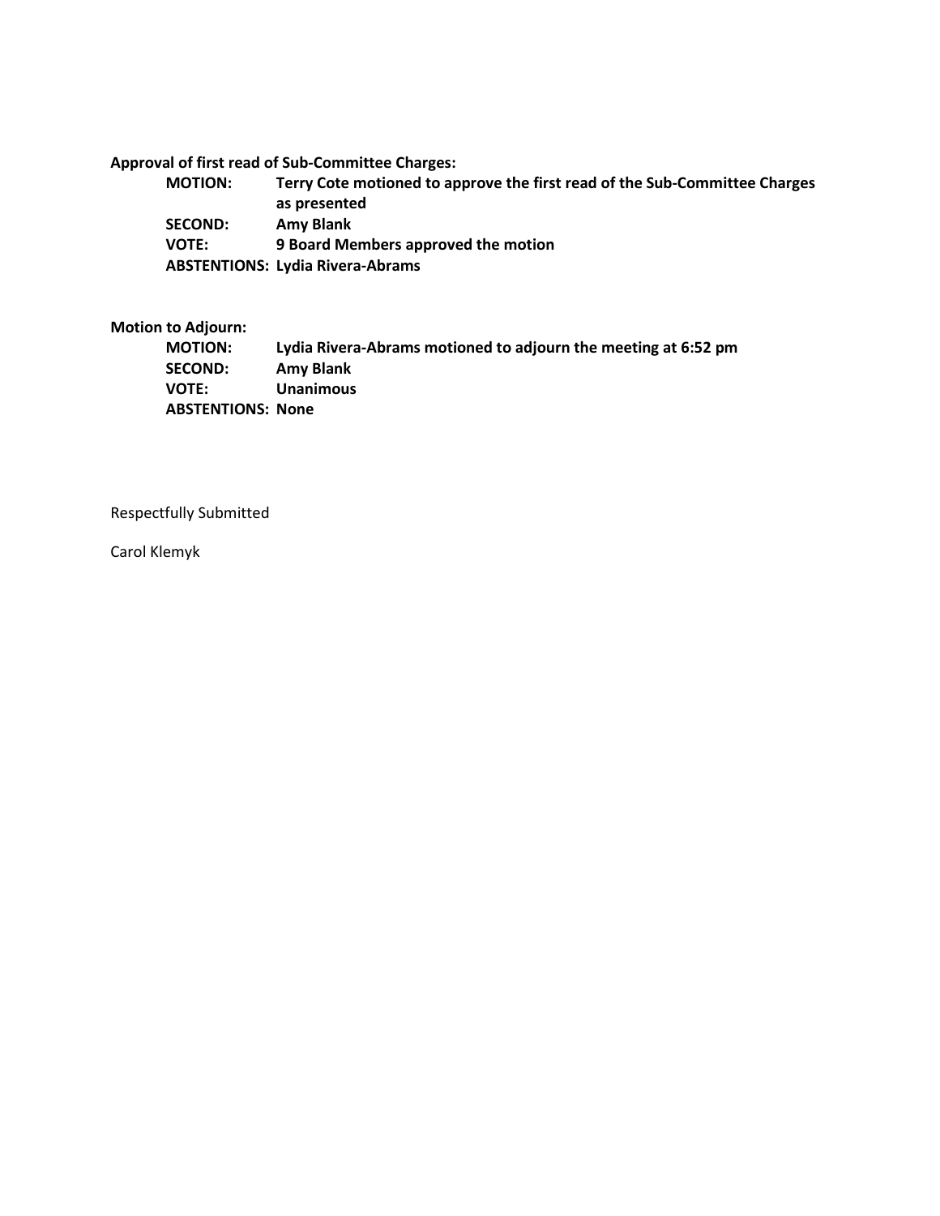**Approval of first read of Sub-Committee Charges:**

**MOTION:** Terry Cote motioned to approve the first read of the Sub-Committee Charges as presented
**SECOND:** Amy Blank
**VOTE:** 9 Board Members approved the motion
**ABSTENTIONS:** Lydia Rivera-Abrams

**Motion to Adjourn:**

**MOTION:** Lydia Rivera-Abrams motioned to adjourn the meeting at 6:52 pm
**SECOND:** Amy Blank
**VOTE:** Unanimous
**ABSTENTIONS:** None

Respectfully Submitted

Carol Klemyk